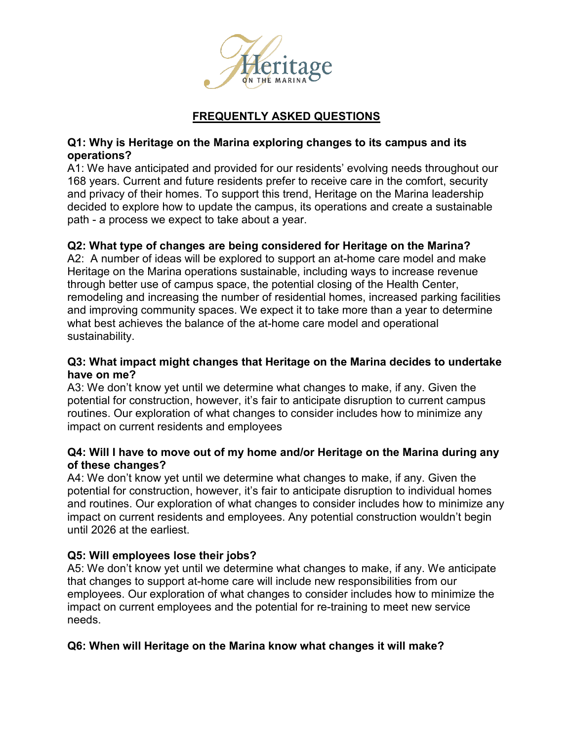# Heritage ON THE MARINA

## FREQUENTLY ASKED QUESTIONS

**Q1: Why is Heritage on the Marina exploring changes to its campus and its operations?**
A1: We have anticipated and provided for our residents' evolving needs throughout our 168 years. Current and future residents prefer to receive care in the comfort, security and privacy of their homes. To support this trend, Heritage on the Marina leadership decided to explore how to update the campus, its operations and create a sustainable path - a process we expect to take about a year.

**Q2: What type of changes are being considered for Heritage on the Marina?**
A2: A number of ideas will be explored to support an at-home care model and make Heritage on the Marina operations sustainable, including ways to increase revenue through better use of campus space, the potential closing of the Health Center, remodeling and increasing the number of residential homes, increased parking facilities and improving community spaces. We expect it to take more than a year to determine what best achieves the balance of the at-home care model and operational sustainability.

**Q3: What impact might changes that Heritage on the Marina decides to undertake have on me?**
A3: We don't know yet until we determine what changes to make, if any. Given the potential for construction, however, it's fair to anticipate disruption to current campus routines. Our exploration of what changes to consider includes how to minimize any impact on current residents and employees

**Q4: Will I have to move out of my home and/or Heritage on the Marina during any of these changes?**
A4: We don't know yet until we determine what changes to make, if any. Given the potential for construction, however, it's fair to anticipate disruption to individual homes and routines. Our exploration of what changes to consider includes how to minimize any impact on current residents and employees. Any potential construction wouldn't begin until 2026 at the earliest.

**Q5: Will employees lose their jobs?**
A5: We don't know yet until we determine what changes to make, if any. We anticipate that changes to support at-home care will include new responsibilities from our employees. Our exploration of what changes to consider includes how to minimize the impact on current employees and the potential for re-training to meet new service needs.

**Q6: When will Heritage on the Marina know what changes it will make?**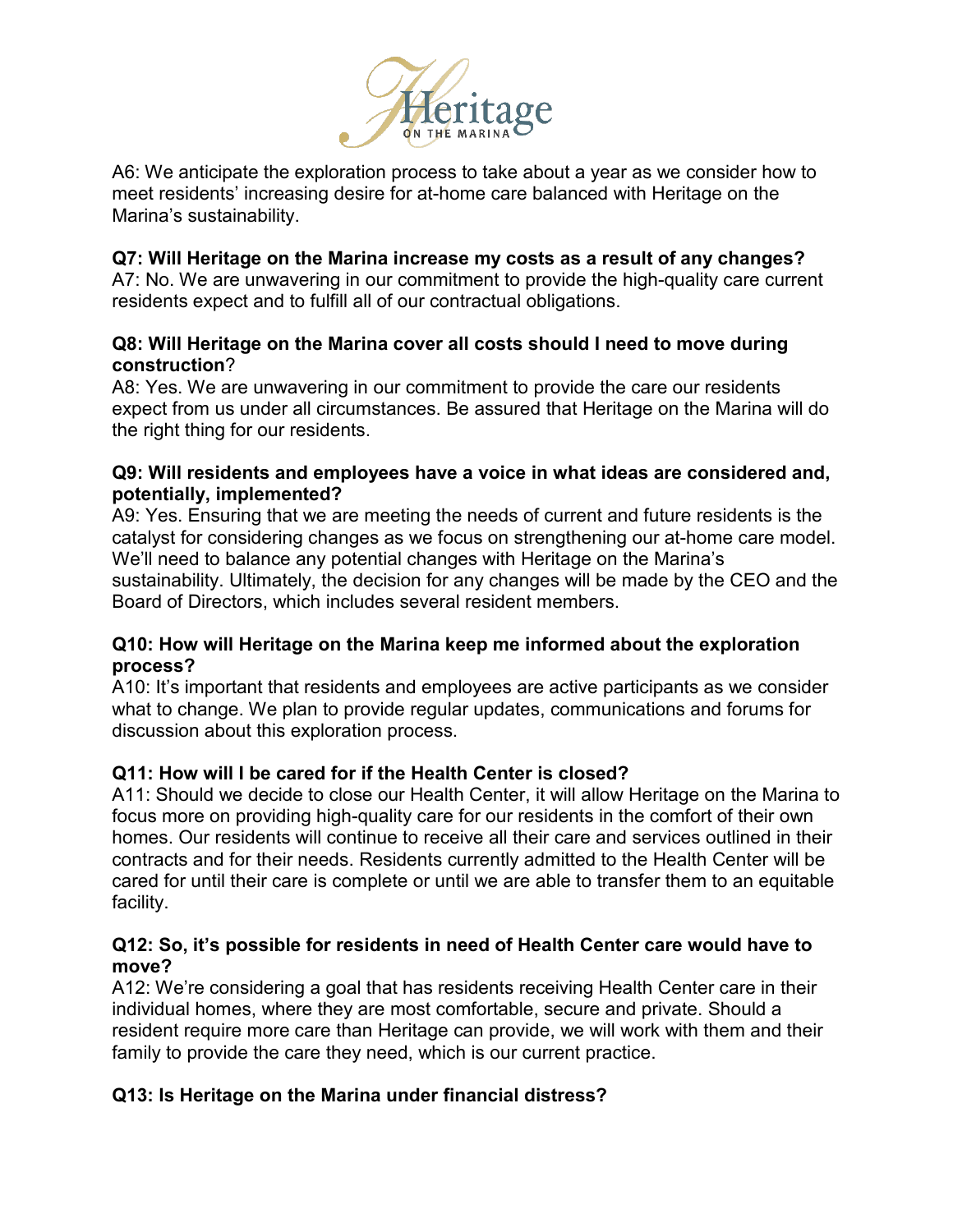A6: We anticipate the exploration process to take about a year as we consider how to meet residents' increasing desire for at-home care balanced with Heritage on the Marina's sustainability.

**Q7: Will Heritage on the Marina increase my costs as a result of any changes?**
A7: No. We are unwavering in our commitment to provide the high-quality care current residents expect and to fulfill all of our contractual obligations.

**Q8: Will Heritage on the Marina cover all costs should I need to move during construction**?
A8: Yes. We are unwavering in our commitment to provide the care our residents expect from us under all circumstances. Be assured that Heritage on the Marina will do the right thing for our residents.

**Q9: Will residents and employees have a voice in what ideas are considered and, potentially, implemented?**
A9: Yes. Ensuring that we are meeting the needs of current and future residents is the catalyst for considering changes as we focus on strengthening our at-home care model. We'll need to balance any potential changes with Heritage on the Marina's sustainability. Ultimately, the decision for any changes will be made by the CEO and the Board of Directors, which includes several resident members.

**Q10: How will Heritage on the Marina keep me informed about the exploration process?**
A10: It's important that residents and employees are active participants as we consider what to change. We plan to provide regular updates, communications and forums for discussion about this exploration process.

**Q11: How will I be cared for if the Health Center is closed?**
A11: Should we decide to close our Health Center, it will allow Heritage on the Marina to focus more on providing high-quality care for our residents in the comfort of their own homes. Our residents will continue to receive all their care and services outlined in their contracts and for their needs. Residents currently admitted to the Health Center will be cared for until their care is complete or until we are able to transfer them to an equitable facility.

**Q12: So, it's possible for residents in need of Health Center care would have to move?**
A12: We're considering a goal that has residents receiving Health Center care in their individual homes, where they are most comfortable, secure and private. Should a resident require more care than Heritage can provide, we will work with them and their family to provide the care they need, which is our current practice.

**Q13: Is Heritage on the Marina under financial distress?**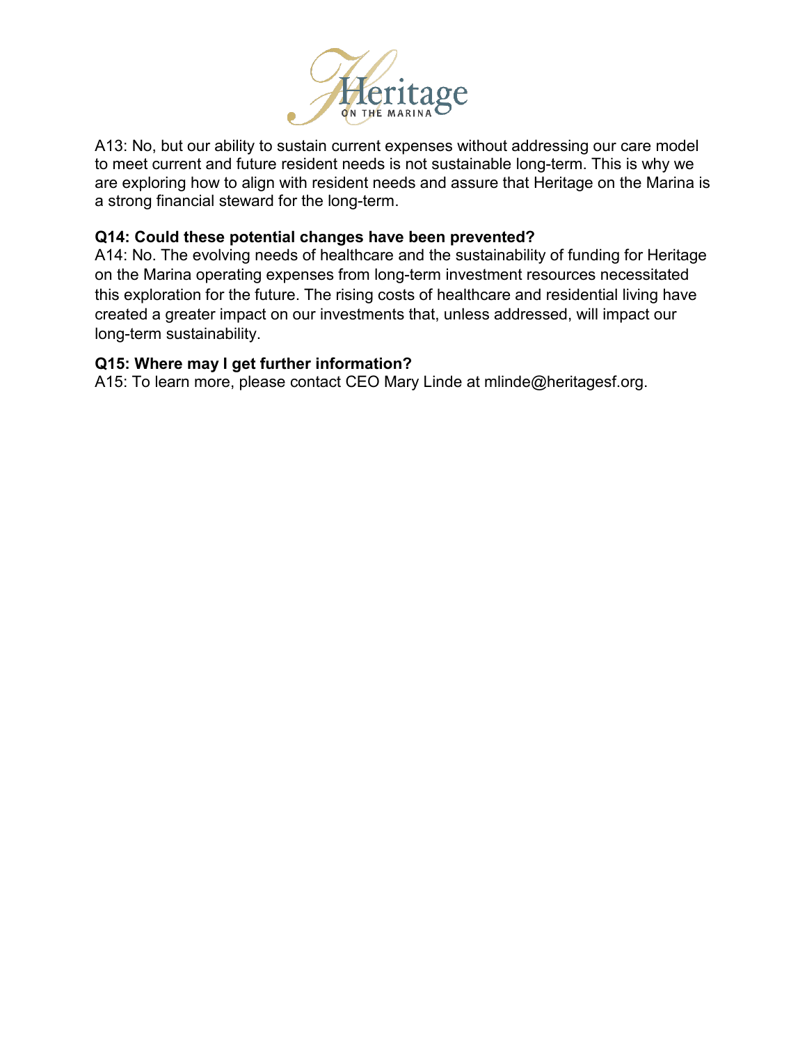A13: No, but our ability to sustain current expenses without addressing our care model to meet current and future resident needs is not sustainable long-term. This is why we are exploring how to align with resident needs and assure that Heritage on the Marina is a strong financial steward for the long-term.

**Q14: Could these potential changes have been prevented?**
A14: No. The evolving needs of healthcare and the sustainability of funding for Heritage on the Marina operating expenses from long-term investment resources necessitated this exploration for the future. The rising costs of healthcare and residential living have created a greater impact on our investments that, unless addressed, will impact our long-term sustainability.

**Q15: Where may I get further information?**
A15: To learn more, please contact CEO Mary Linde at mlinde@heritagesf.org.